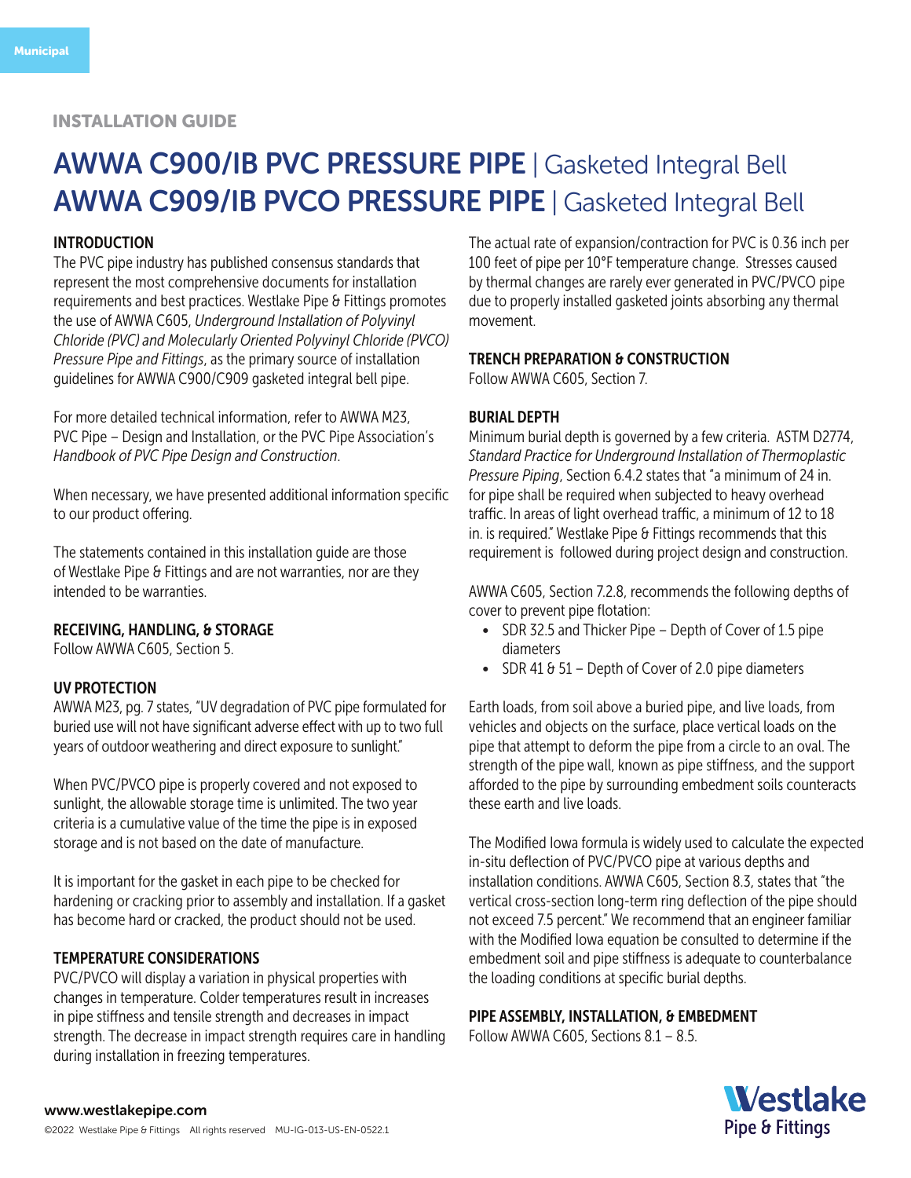Municipal

INSTALLATION GUIDE

# AWWA C900/IB PVC PRESSURE PIPE | Gasketed Integral Bell
# AWWA C909/IB PVCO PRESSURE PIPE | Gasketed Integral Bell

## INTRODUCTION

The PVC pipe industry has published consensus standards that represent the most comprehensive documents for installation requirements and best practices. Westlake Pipe & Fittings promotes the use of AWWA C605, *Underground Installation of Polyvinyl Chloride (PVC) and Molecularly Oriented Polyvinyl Chloride (PVCO) Pressure Pipe and Fittings*, as the primary source of installation guidelines for AWWA C900/C909 gasketed integral bell pipe.

For more detailed technical information, refer to AWWA M23, PVC Pipe – Design and Installation, or the PVC Pipe Association's *Handbook of PVC Pipe Design and Construction*.

When necessary, we have presented additional information specific to our product offering.

The statements contained in this installation guide are those of Westlake Pipe & Fittings and are not warranties, nor are they intended to be warranties.

## RECEIVING, HANDLING, & STORAGE

Follow AWWA C605, Section 5.

## UV PROTECTION

AWWA M23, pg. 7 states, "UV degradation of PVC pipe formulated for buried use will not have significant adverse effect with up to two full years of outdoor weathering and direct exposure to sunlight."

When PVC/PVCO pipe is properly covered and not exposed to sunlight, the allowable storage time is unlimited. The two year criteria is a cumulative value of the time the pipe is in exposed storage and is not based on the date of manufacture.

It is important for the gasket in each pipe to be checked for hardening or cracking prior to assembly and installation. If a gasket has become hard or cracked, the product should not be used.

## TEMPERATURE CONSIDERATIONS

PVC/PVCO will display a variation in physical properties with changes in temperature. Colder temperatures result in increases in pipe stiffness and tensile strength and decreases in impact strength. The decrease in impact strength requires care in handling during installation in freezing temperatures.

The actual rate of expansion/contraction for PVC is 0.36 inch per 100 feet of pipe per 10°F temperature change. Stresses caused by thermal changes are rarely ever generated in PVC/PVCO pipe due to properly installed gasketed joints absorbing any thermal movement.

## TRENCH PREPARATION & CONSTRUCTION

Follow AWWA C605, Section 7.

## BURIAL DEPTH

Minimum burial depth is governed by a few criteria. ASTM D2774, *Standard Practice for Underground Installation of Thermoplastic Pressure Piping*, Section 6.4.2 states that "a minimum of 24 in. for pipe shall be required when subjected to heavy overhead traffic. In areas of light overhead traffic, a minimum of 12 to 18 in. is required." Westlake Pipe & Fittings recommends that this requirement is followed during project design and construction.

AWWA C605, Section 7.2.8, recommends the following depths of cover to prevent pipe flotation:

- SDR 32.5 and Thicker Pipe – Depth of Cover of 1.5 pipe diameters
- SDR 41 & 51 – Depth of Cover of 2.0 pipe diameters

Earth loads, from soil above a buried pipe, and live loads, from vehicles and objects on the surface, place vertical loads on the pipe that attempt to deform the pipe from a circle to an oval. The strength of the pipe wall, known as pipe stiffness, and the support afforded to the pipe by surrounding embedment soils counteracts these earth and live loads.

The Modified Iowa formula is widely used to calculate the expected in-situ deflection of PVC/PVCO pipe at various depths and installation conditions. AWWA C605, Section 8.3, states that "the vertical cross-section long-term ring deflection of the pipe should not exceed 7.5 percent." We recommend that an engineer familiar with the Modified Iowa equation be consulted to determine if the embedment soil and pipe stiffness is adequate to counterbalance the loading conditions at specific burial depths.

## PIPE ASSEMBLY, INSTALLATION, & EMBEDMENT

Follow AWWA C605, Sections 8.1 – 8.5.

www.westlakepipe.com

©2022 Westlake Pipe & Fittings All rights reserved MU-IG-013-US-EN-0522.1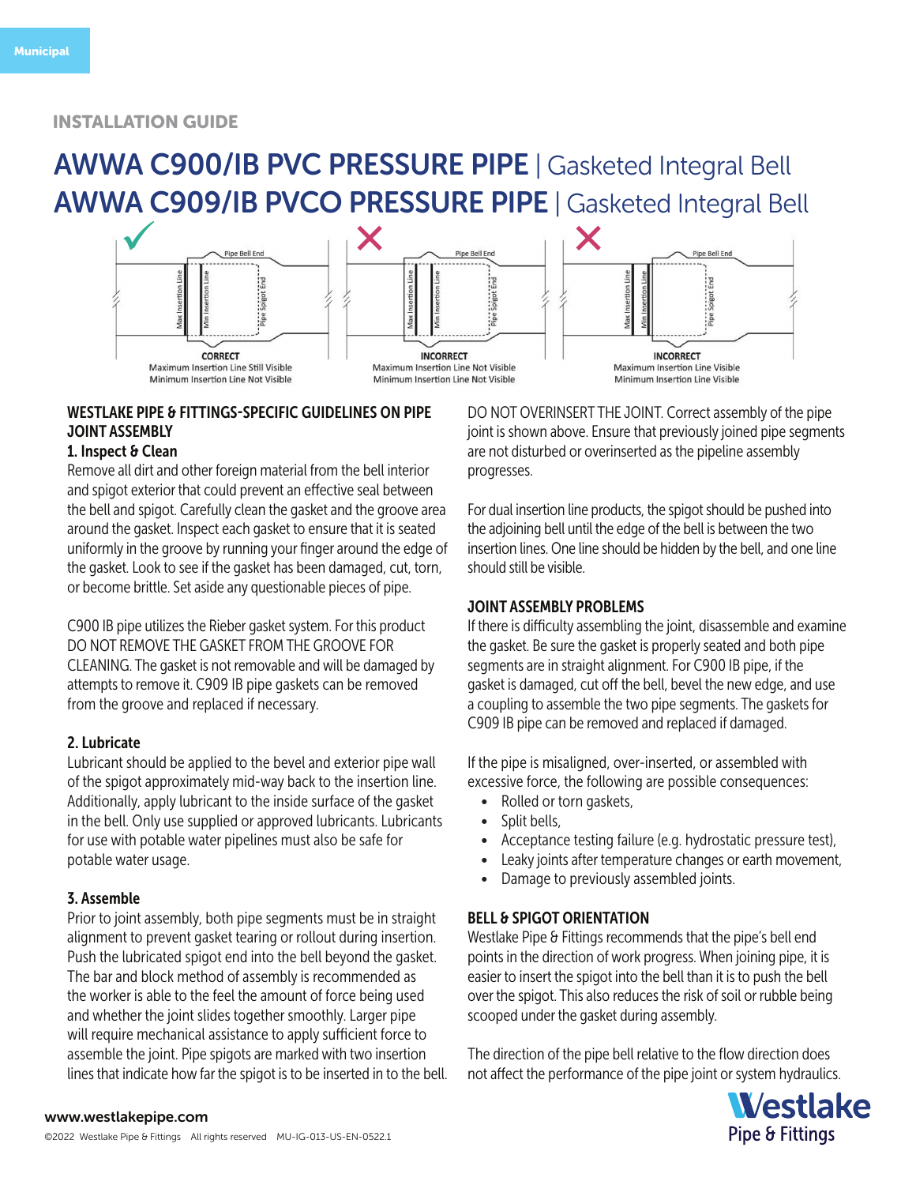Municipal

INSTALLATION GUIDE

# AWWA C900/IB PVC PRESSURE PIPE | Gasketed Integral Bell
# AWWA C909/IB PVCO PRESSURE PIPE | Gasketed Integral Bell

CORRECT
Maximum Insertion Line Still Visible
Minimum Insertion Line Not Visible

INCORRECT
Maximum Insertion Line Not Visible
Minimum Insertion Line Not Visible

INCORRECT
Maximum Insertion Line Visible
Minimum Insertion Line Visible

## WESTLAKE PIPE & FITTINGS-SPECIFIC GUIDELINES ON PIPE JOINT ASSEMBLY

### 1. Inspect & Clean

Remove all dirt and other foreign material from the bell interior and spigot exterior that could prevent an effective seal between the bell and spigot. Carefully clean the gasket and the groove area around the gasket. Inspect each gasket to ensure that it is seated uniformly in the groove by running your finger around the edge of the gasket. Look to see if the gasket has been damaged, cut, torn, or become brittle. Set aside any questionable pieces of pipe.

C900 IB pipe utilizes the Rieber gasket system. For this product DO NOT REMOVE THE GASKET FROM THE GROOVE FOR CLEANING. The gasket is not removable and will be damaged by attempts to remove it. C909 IB pipe gaskets can be removed from the groove and replaced if necessary.

### 2. Lubricate

Lubricant should be applied to the bevel and exterior pipe wall of the spigot approximately mid-way back to the insertion line. Additionally, apply lubricant to the inside surface of the gasket in the bell. Only use supplied or approved lubricants. Lubricants for use with potable water pipelines must also be safe for potable water usage.

### 3. Assemble

Prior to joint assembly, both pipe segments must be in straight alignment to prevent gasket tearing or rollout during insertion. Push the lubricated spigot end into the bell beyond the gasket. The bar and block method of assembly is recommended as the worker is able to the feel the amount of force being used and whether the joint slides together smoothly. Larger pipe will require mechanical assistance to apply sufficient force to assemble the joint. Pipe spigots are marked with two insertion lines that indicate how far the spigot is to be inserted in to the bell.

DO NOT OVERINSERT THE JOINT. Correct assembly of the pipe joint is shown above. Ensure that previously joined pipe segments are not disturbed or overinserted as the pipeline assembly progresses.

For dual insertion line products, the spigot should be pushed into the adjoining bell until the edge of the bell is between the two insertion lines. One line should be hidden by the bell, and one line should still be visible.

## JOINT ASSEMBLY PROBLEMS

If there is difficulty assembling the joint, disassemble and examine the gasket. Be sure the gasket is properly seated and both pipe segments are in straight alignment. For C900 IB pipe, if the gasket is damaged, cut off the bell, bevel the new edge, and use a coupling to assemble the two pipe segments. The gaskets for C909 IB pipe can be removed and replaced if damaged.

If the pipe is misaligned, over-inserted, or assembled with excessive force, the following are possible consequences:

- Rolled or torn gaskets,
- Split bells,
- Acceptance testing failure (e.g. hydrostatic pressure test),
- Leaky joints after temperature changes or earth movement,
- Damage to previously assembled joints.

## BELL & SPIGOT ORIENTATION

Westlake Pipe & Fittings recommends that the pipe's bell end points in the direction of work progress. When joining pipe, it is easier to insert the spigot into the bell than it is to push the bell over the spigot. This also reduces the risk of soil or rubble being scooped under the gasket during assembly.

The direction of the pipe bell relative to the flow direction does not affect the performance of the pipe joint or system hydraulics.

www.westlakepipe.com

©2022 Westlake Pipe & Fittings All rights reserved MU-IG-013-US-EN-0522.1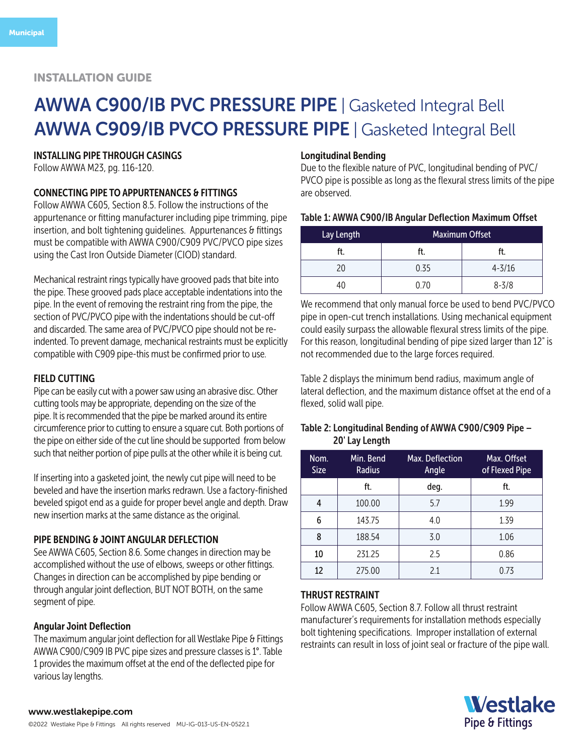Municipal

INSTALLATION GUIDE

# AWWA C900/IB PVC PRESSURE PIPE | Gasketed Integral Bell
# AWWA C909/IB PVCO PRESSURE PIPE | Gasketed Integral Bell

### INSTALLING PIPE THROUGH CASINGS

Follow AWWA M23, pg. 116-120.

### CONNECTING PIPE TO APPURTENANCES & FITTINGS

Follow AWWA C605, Section 8.5. Follow the instructions of the appurtenance or fitting manufacturer including pipe trimming, pipe insertion, and bolt tightening guidelines. Appurtenances & fittings must be compatible with AWWA C900/C909 PVC/PVCO pipe sizes using the Cast Iron Outside Diameter (CIOD) standard.

Mechanical restraint rings typically have grooved pads that bite into the pipe. These grooved pads place acceptable indentations into the pipe. In the event of removing the restraint ring from the pipe, the section of PVC/PVCO pipe with the indentations should be cut-off and discarded. The same area of PVC/PVCO pipe should not be re-indented. To prevent damage, mechanical restraints must be explicitly compatible with C909 pipe-this must be confirmed prior to use.

### FIELD CUTTING

Pipe can be easily cut with a power saw using an abrasive disc. Other cutting tools may be appropriate, depending on the size of the pipe. It is recommended that the pipe be marked around its entire circumference prior to cutting to ensure a square cut. Both portions of the pipe on either side of the cut line should be supported from below such that neither portion of pipe pulls at the other while it is being cut.

If inserting into a gasketed joint, the newly cut pipe will need to be beveled and have the insertion marks redrawn. Use a factory-finished beveled spigot end as a guide for proper bevel angle and depth. Draw new insertion marks at the same distance as the original.

### PIPE BENDING & JOINT ANGULAR DEFLECTION

See AWWA C605, Section 8.6. Some changes in direction may be accomplished without the use of elbows, sweeps or other fittings. Changes in direction can be accomplished by pipe bending or through angular joint deflection, BUT NOT BOTH, on the same segment of pipe.

#### Angular Joint Deflection

The maximum angular joint deflection for all Westlake Pipe & Fittings AWWA C900/C909 IB PVC pipe sizes and pressure classes is 1°. Table 1 provides the maximum offset at the end of the deflected pipe for various lay lengths.

#### Longitudinal Bending

Due to the flexible nature of PVC, longitudinal bending of PVC/PVCO pipe is possible as long as the flexural stress limits of the pipe are observed.

**Table 1: AWWA C900/IB Angular Deflection Maximum Offset**

| Lay Length | Maximum Offset | |
|---|---|---|
| ft. | ft. | ft. |
| 20 | 0.35 | 4-3/16 |
| 40 | 0.70 | 8-3/8 |

We recommend that only manual force be used to bend PVC/PVCO pipe in open-cut trench installations. Using mechanical equipment could easily surpass the allowable flexural stress limits of the pipe. For this reason, longitudinal bending of pipe sized larger than 12" is not recommended due to the large forces required.

Table 2 displays the minimum bend radius, maximum angle of lateral deflection, and the maximum distance offset at the end of a flexed, solid wall pipe.

**Table 2: Longitudinal Bending of AWWA C900/C909 Pipe – 20' Lay Length**

| Nom. Size | Min. Bend Radius | Max. Deflection Angle | Max. Offset of Flexed Pipe |
|---|---|---|---|
| | ft. | deg. | ft. |
| 4 | 100.00 | 5.7 | 1.99 |
| 6 | 143.75 | 4.0 | 1.39 |
| 8 | 188.54 | 3.0 | 1.06 |
| 10 | 231.25 | 2.5 | 0.86 |
| 12 | 275.00 | 2.1 | 0.73 |

### THRUST RESTRAINT

Follow AWWA C605, Section 8.7. Follow all thrust restraint manufacturer's requirements for installation methods especially bolt tightening specifications. Improper installation of external restraints can result in loss of joint seal or fracture of the pipe wall.

www.westlakepipe.com

©2022 Westlake Pipe & Fittings All rights reserved MU-IG-013-US-EN-0522.1

Westlake Pipe & Fittings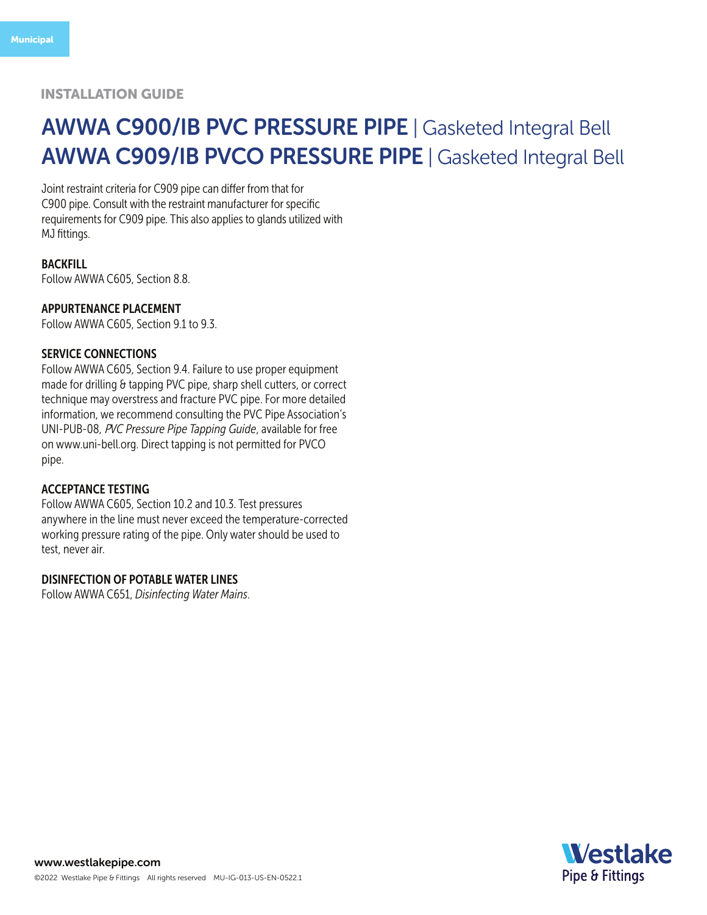Municipal

INSTALLATION GUIDE

# AWWA C900/IB PVC PRESSURE PIPE | Gasketed Integral Bell
# AWWA C909/IB PVCO PRESSURE PIPE | Gasketed Integral Bell

Joint restraint criteria for C909 pipe can differ from that for C900 pipe. Consult with the restraint manufacturer for specific requirements for C909 pipe. This also applies to glands utilized with MJ fittings.

### BACKFILL

Follow AWWA C605, Section 8.8.

### APPURTENANCE PLACEMENT

Follow AWWA C605, Section 9.1 to 9.3.

### SERVICE CONNECTIONS

Follow AWWA C605, Section 9.4. Failure to use proper equipment made for drilling & tapping PVC pipe, sharp shell cutters, or correct technique may overstress and fracture PVC pipe. For more detailed information, we recommend consulting the PVC Pipe Association's UNI-PUB-08, *PVC Pressure Pipe Tapping Guide*, available for free on www.uni-bell.org. Direct tapping is not permitted for PVCO pipe.

### ACCEPTANCE TESTING

Follow AWWA C605, Section 10.2 and 10.3. Test pressures anywhere in the line must never exceed the temperature-corrected working pressure rating of the pipe. Only water should be used to test, never air.

### DISINFECTION OF POTABLE WATER LINES

Follow AWWA C651, *Disinfecting Water Mains*.

www.westlakepipe.com

©2022 Westlake Pipe & Fittings All rights reserved MU-IG-013-US-EN-0522.1

Westlake Pipe & Fittings